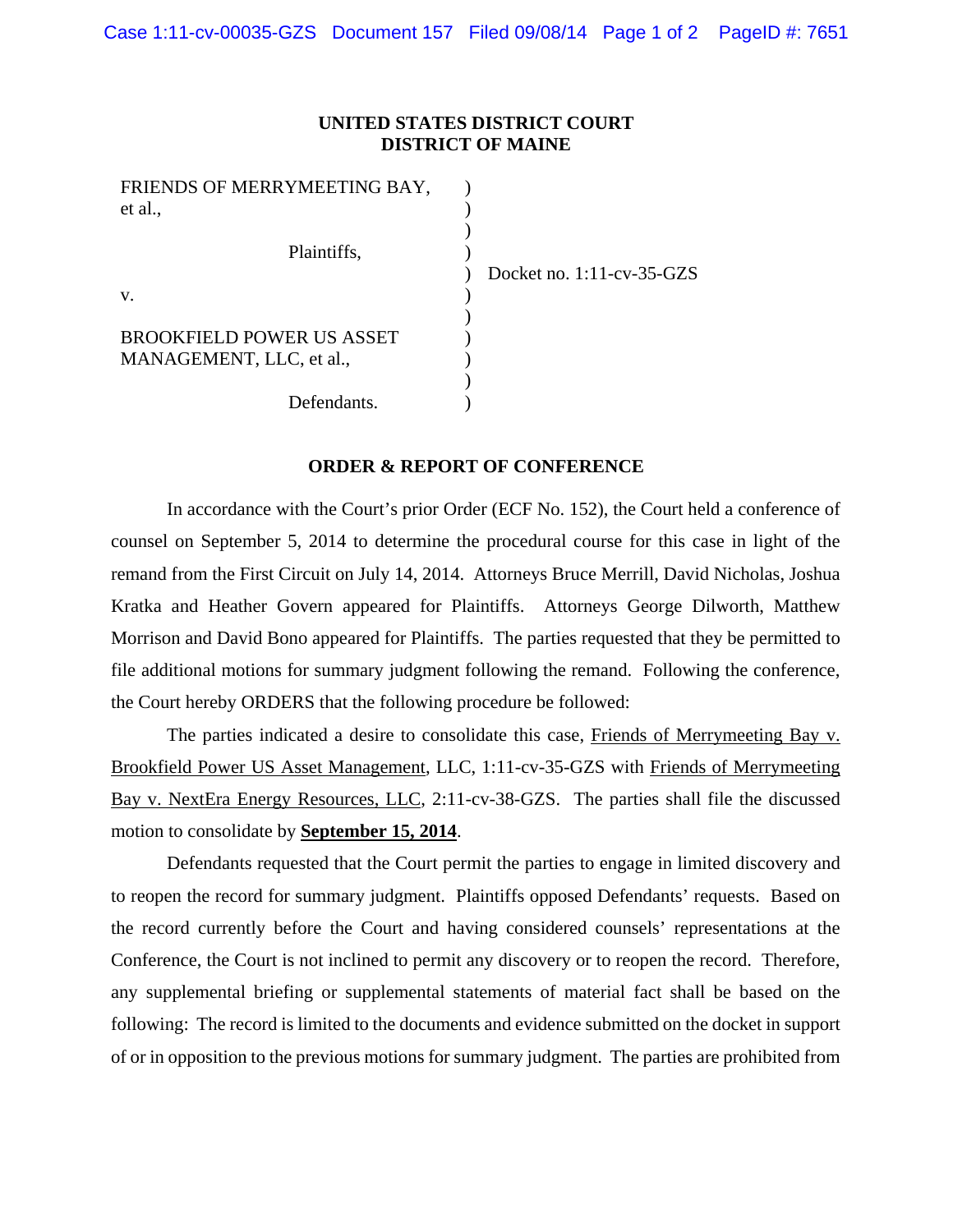# UNITED STATES DISTRICT COURT
## DISTRICT OF MAINE

FRIENDS OF MERRYMEETING BAY, et al.,

Plaintiffs,

v.

BROOKFIELD POWER US ASSET MANAGEMENT, LLC, et al.,

Defendants.

Docket no. 1:11-cv-35-GZS

## ORDER & REPORT OF CONFERENCE

In accordance with the Court's prior Order (ECF No. 152), the Court held a conference of counsel on September 5, 2014 to determine the procedural course for this case in light of the remand from the First Circuit on July 14, 2014. Attorneys Bruce Merrill, David Nicholas, Joshua Kratka and Heather Govern appeared for Plaintiffs. Attorneys George Dilworth, Matthew Morrison and David Bono appeared for Plaintiffs. The parties requested that they be permitted to file additional motions for summary judgment following the remand. Following the conference, the Court hereby ORDERS that the following procedure be followed:

The parties indicated a desire to consolidate this case, Friends of Merrymeeting Bay v. Brookfield Power US Asset Management, LLC, 1:11-cv-35-GZS with Friends of Merrymeeting Bay v. NextEra Energy Resources, LLC, 2:11-cv-38-GZS. The parties shall file the discussed motion to consolidate by **September 15, 2014**.

Defendants requested that the Court permit the parties to engage in limited discovery and to reopen the record for summary judgment. Plaintiffs opposed Defendants' requests. Based on the record currently before the Court and having considered counsels' representations at the Conference, the Court is not inclined to permit any discovery or to reopen the record. Therefore, any supplemental briefing or supplemental statements of material fact shall be based on the following: The record is limited to the documents and evidence submitted on the docket in support of or in opposition to the previous motions for summary judgment. The parties are prohibited from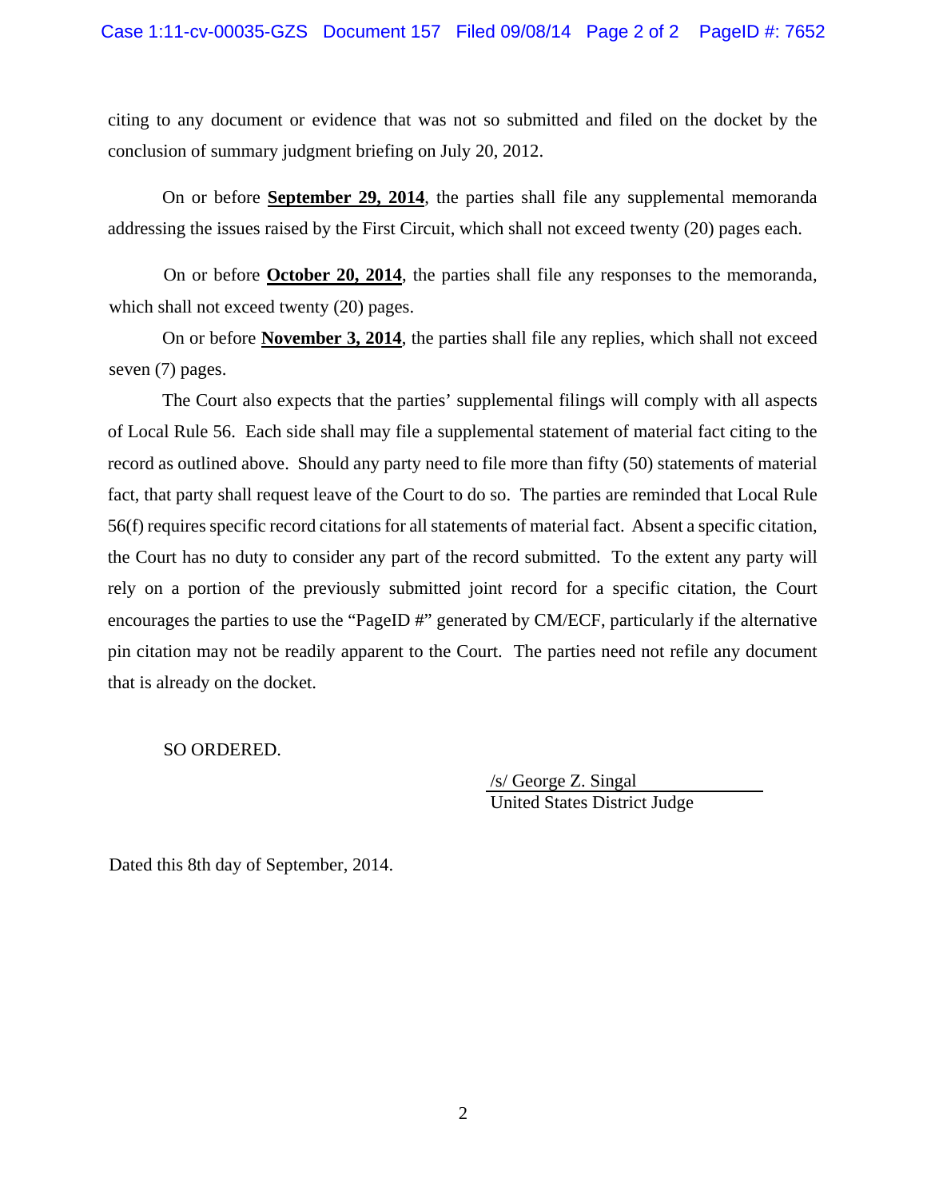citing to any document or evidence that was not so submitted and filed on the docket by the conclusion of summary judgment briefing on July 20, 2012.

On or before **September 29, 2014**, the parties shall file any supplemental memoranda addressing the issues raised by the First Circuit, which shall not exceed twenty (20) pages each.

On or before **October 20, 2014**, the parties shall file any responses to the memoranda, which shall not exceed twenty (20) pages.

On or before **November 3, 2014**, the parties shall file any replies, which shall not exceed seven (7) pages.

The Court also expects that the parties' supplemental filings will comply with all aspects of Local Rule 56. Each side shall may file a supplemental statement of material fact citing to the record as outlined above. Should any party need to file more than fifty (50) statements of material fact, that party shall request leave of the Court to do so. The parties are reminded that Local Rule 56(f) requires specific record citations for all statements of material fact. Absent a specific citation, the Court has no duty to consider any part of the record submitted. To the extent any party will rely on a portion of the previously submitted joint record for a specific citation, the Court encourages the parties to use the "PageID #" generated by CM/ECF, particularly if the alternative pin citation may not be readily apparent to the Court. The parties need not refile any document that is already on the docket.

SO ORDERED.

/s/ George Z. Singal
United States District Judge

Dated this 8th day of September, 2014.